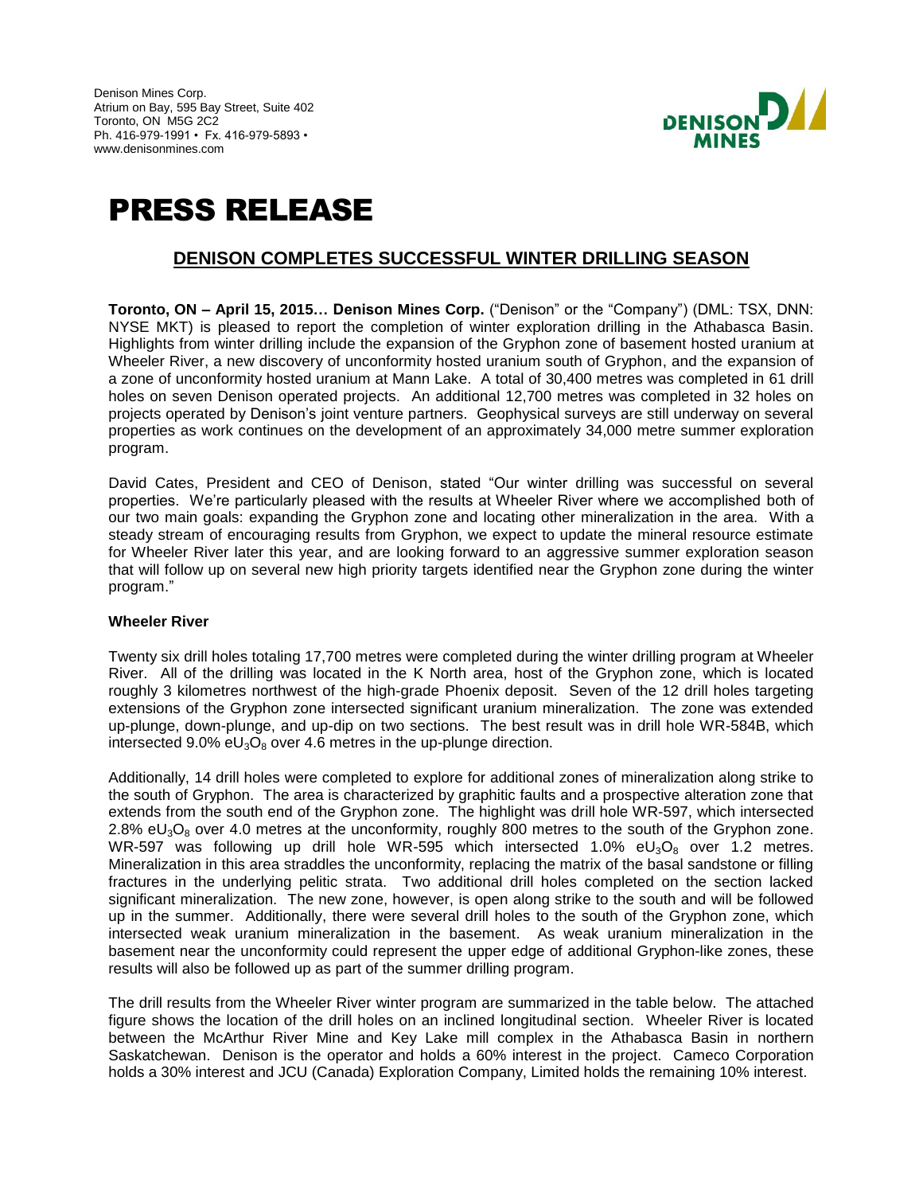Denison Mines Corp.
Atrium on Bay, 595 Bay Street, Suite 402
Toronto, ON M5G 2C2
Ph. 416-979-1991 • Fx. 416-979-5893 •
www.denisonmines.com

# PRESS RELEASE

## DENISON COMPLETES SUCCESSFUL WINTER DRILLING SEASON

**Toronto, ON – April 15, 2015… Denison Mines Corp.** ("Denison" or the "Company") (DML: TSX, DNN: NYSE MKT) is pleased to report the completion of winter exploration drilling in the Athabasca Basin. Highlights from winter drilling include the expansion of the Gryphon zone of basement hosted uranium at Wheeler River, a new discovery of unconformity hosted uranium south of Gryphon, and the expansion of a zone of unconformity hosted uranium at Mann Lake. A total of 30,400 metres was completed in 61 drill holes on seven Denison operated projects. An additional 12,700 metres was completed in 32 holes on projects operated by Denison's joint venture partners. Geophysical surveys are still underway on several properties as work continues on the development of an approximately 34,000 metre summer exploration program.

David Cates, President and CEO of Denison, stated "Our winter drilling was successful on several properties. We're particularly pleased with the results at Wheeler River where we accomplished both of our two main goals: expanding the Gryphon zone and locating other mineralization in the area. With a steady stream of encouraging results from Gryphon, we expect to update the mineral resource estimate for Wheeler River later this year, and are looking forward to an aggressive summer exploration season that will follow up on several new high priority targets identified near the Gryphon zone during the winter program."

### Wheeler River

Twenty six drill holes totaling 17,700 metres were completed during the winter drilling program at Wheeler River. All of the drilling was located in the K North area, host of the Gryphon zone, which is located roughly 3 kilometres northwest of the high-grade Phoenix deposit. Seven of the 12 drill holes targeting extensions of the Gryphon zone intersected significant uranium mineralization. The zone was extended up-plunge, down-plunge, and up-dip on two sections. The best result was in drill hole WR-584B, which intersected 9.0% $eU_3O_8$ over 4.6 metres in the up-plunge direction.

Additionally, 14 drill holes were completed to explore for additional zones of mineralization along strike to the south of Gryphon. The area is characterized by graphitic faults and a prospective alteration zone that extends from the south end of the Gryphon zone. The highlight was drill hole WR-597, which intersected 2.8% $eU_3O_8$ over 4.0 metres at the unconformity, roughly 800 metres to the south of the Gryphon zone. WR-597 was following up drill hole WR-595 which intersected 1.0% $eU_3O_8$ over 1.2 metres. Mineralization in this area straddles the unconformity, replacing the matrix of the basal sandstone or filling fractures in the underlying pelitic strata. Two additional drill holes completed on the section lacked significant mineralization. The new zone, however, is open along strike to the south and will be followed up in the summer. Additionally, there were several drill holes to the south of the Gryphon zone, which intersected weak uranium mineralization in the basement. As weak uranium mineralization in the basement near the unconformity could represent the upper edge of additional Gryphon-like zones, these results will also be followed up as part of the summer drilling program.

The drill results from the Wheeler River winter program are summarized in the table below. The attached figure shows the location of the drill holes on an inclined longitudinal section. Wheeler River is located between the McArthur River Mine and Key Lake mill complex in the Athabasca Basin in northern Saskatchewan. Denison is the operator and holds a 60% interest in the project. Cameco Corporation holds a 30% interest and JCU (Canada) Exploration Company, Limited holds the remaining 10% interest.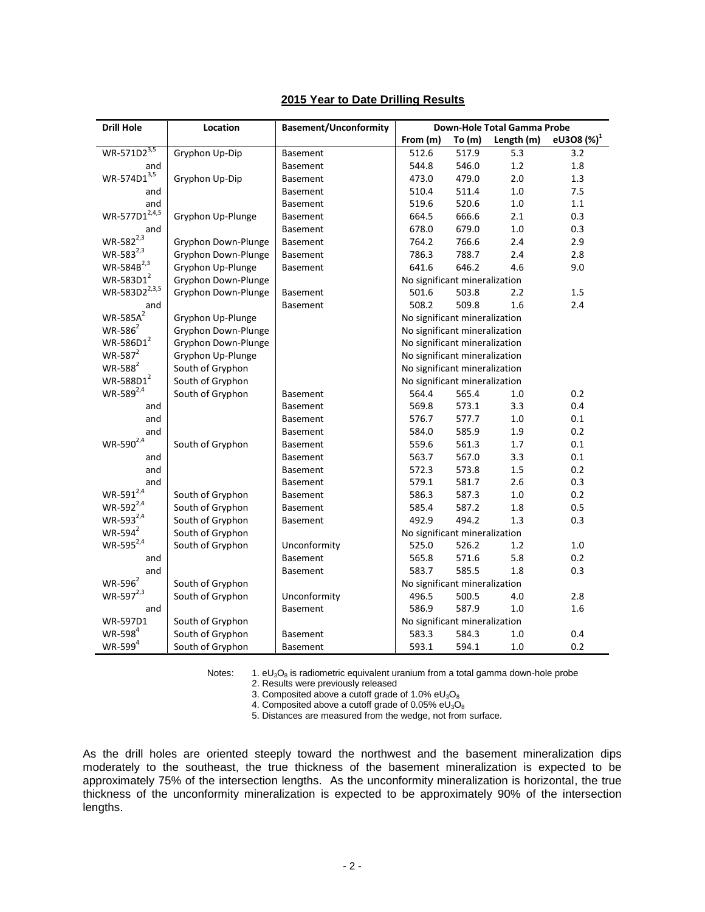## 2015 Year to Date Drilling Results

| Drill Hole | Location | Basement/Unconformity | Down-Hole Total Gamma Probe | | | |
|---|---|---|---|---|---|---|
| | | | From (m) | To (m) | Length (m) | eU3O8 (%)[1] |
| WR-571D2[3,5] | Gryphon Up-Dip | Basement | 512.6 | 517.9 | 5.3 | 3.2 |
| and | | Basement | 544.8 | 546.0 | 1.2 | 1.8 |
| WR-574D1[3,5] | Gryphon Up-Dip | Basement | 473.0 | 479.0 | 2.0 | 1.3 |
| and | | Basement | 510.4 | 511.4 | 1.0 | 7.5 |
| and | | Basement | 519.6 | 520.6 | 1.0 | 1.1 |
| WR-577D1[2,4,5] | Gryphon Up-Plunge | Basement | 664.5 | 666.6 | 2.1 | 0.3 |
| and | | Basement | 678.0 | 679.0 | 1.0 | 0.3 |
| WR-582[2,3] | Gryphon Down-Plunge | Basement | 764.2 | 766.6 | 2.4 | 2.9 |
| WR-583[2,3] | Gryphon Down-Plunge | Basement | 786.3 | 788.7 | 2.4 | 2.8 |
| WR-584B[2,3] | Gryphon Up-Plunge | Basement | 641.6 | 646.2 | 4.6 | 9.0 |
| WR-583D1[2] | Gryphon Down-Plunge | | No significant mineralization | | | |
| WR-583D2[2,3,5] | Gryphon Down-Plunge | Basement | 501.6 | 503.8 | 2.2 | 1.5 |
| and | | Basement | 508.2 | 509.8 | 1.6 | 2.4 |
| WR-585A[2] | Gryphon Up-Plunge | | No significant mineralization | | | |
| WR-586[2] | Gryphon Down-Plunge | | No significant mineralization | | | |
| WR-586D1[2] | Gryphon Down-Plunge | | No significant mineralization | | | |
| WR-587[2] | Gryphon Up-Plunge | | No significant mineralization | | | |
| WR-588[2] | South of Gryphon | | No significant mineralization | | | |
| WR-588D1[2] | South of Gryphon | | No significant mineralization | | | |
| WR-589[2,4] | South of Gryphon | Basement | 564.4 | 565.4 | 1.0 | 0.2 |
| and | | Basement | 569.8 | 573.1 | 3.3 | 0.4 |
| and | | Basement | 576.7 | 577.7 | 1.0 | 0.1 |
| and | | Basement | 584.0 | 585.9 | 1.9 | 0.2 |
| WR-590[2,4] | South of Gryphon | Basement | 559.6 | 561.3 | 1.7 | 0.1 |
| and | | Basement | 563.7 | 567.0 | 3.3 | 0.1 |
| and | | Basement | 572.3 | 573.8 | 1.5 | 0.2 |
| and | | Basement | 579.1 | 581.7 | 2.6 | 0.3 |
| WR-591[2,4] | South of Gryphon | Basement | 586.3 | 587.3 | 1.0 | 0.2 |
| WR-592[2,4] | South of Gryphon | Basement | 585.4 | 587.2 | 1.8 | 0.5 |
| WR-593[2,4] | South of Gryphon | Basement | 492.9 | 494.2 | 1.3 | 0.3 |
| WR-594[2] | South of Gryphon | | No significant mineralization | | | |
| WR-595[2,4] | South of Gryphon | Unconformity | 525.0 | 526.2 | 1.2 | 1.0 |
| and | | Basement | 565.8 | 571.6 | 5.8 | 0.2 |
| and | | Basement | 583.7 | 585.5 | 1.8 | 0.3 |
| WR-596[2] | South of Gryphon | | No significant mineralization | | | |
| WR-597[2,3] | South of Gryphon | Unconformity | 496.5 | 500.5 | 4.0 | 2.8 |
| and | | Basement | 586.9 | 587.9 | 1.0 | 1.6 |
| WR-597D1 | South of Gryphon | | No significant mineralization | | | |
| WR-598[4] | South of Gryphon | Basement | 583.3 | 584.3 | 1.0 | 0.4 |
| WR-599[4] | South of Gryphon | Basement | 593.1 | 594.1 | 1.0 | 0.2 |

Notes:
1. $eU_3O_8$ is radiometric equivalent uranium from a total gamma down-hole probe
2. Results were previously released
3. Composited above a cutoff grade of 1.0% $eU_3O_8$
4. Composited above a cutoff grade of 0.05% $eU_3O_8$
5. Distances are measured from the wedge, not from surface.

As the drill holes are oriented steeply toward the northwest and the basement mineralization dips moderately to the southeast, the true thickness of the basement mineralization is expected to be approximately 75% of the intersection lengths. As the unconformity mineralization is horizontal, the true thickness of the unconformity mineralization is expected to be approximately 90% of the intersection lengths.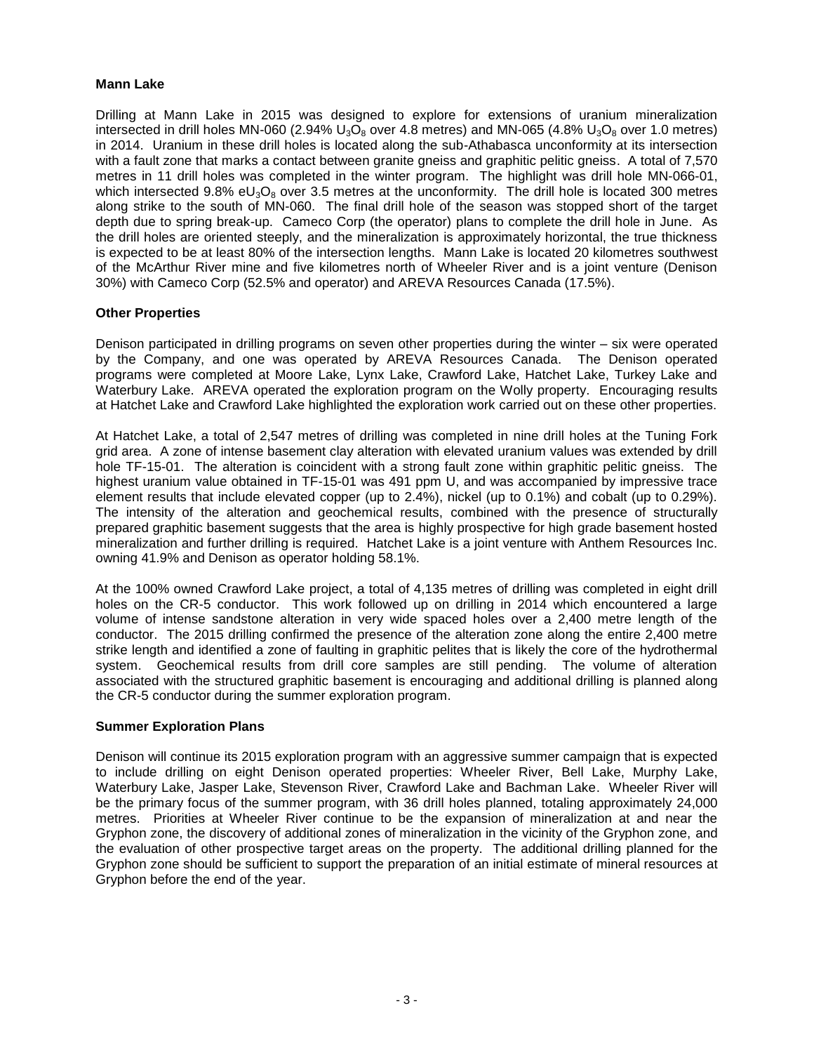**Mann Lake**

Drilling at Mann Lake in 2015 was designed to explore for extensions of uranium mineralization intersected in drill holes MN-060 (2.94% $U_3O_8$ over 4.8 metres) and MN-065 (4.8% $U_3O_8$ over 1.0 metres) in 2014. Uranium in these drill holes is located along the sub-Athabasca unconformity at its intersection with a fault zone that marks a contact between granite gneiss and graphitic pelitic gneiss. A total of 7,570 metres in 11 drill holes was completed in the winter program. The highlight was drill hole MN-066-01, which intersected 9.8% $eU_3O_8$ over 3.5 metres at the unconformity. The drill hole is located 300 metres along strike to the south of MN-060. The final drill hole of the season was stopped short of the target depth due to spring break-up. Cameco Corp (the operator) plans to complete the drill hole in June. As the drill holes are oriented steeply, and the mineralization is approximately horizontal, the true thickness is expected to be at least 80% of the intersection lengths. Mann Lake is located 20 kilometres southwest of the McArthur River mine and five kilometres north of Wheeler River and is a joint venture (Denison 30%) with Cameco Corp (52.5% and operator) and AREVA Resources Canada (17.5%).

**Other Properties**

Denison participated in drilling programs on seven other properties during the winter – six were operated by the Company, and one was operated by AREVA Resources Canada. The Denison operated programs were completed at Moore Lake, Lynx Lake, Crawford Lake, Hatchet Lake, Turkey Lake and Waterbury Lake. AREVA operated the exploration program on the Wolly property. Encouraging results at Hatchet Lake and Crawford Lake highlighted the exploration work carried out on these other properties.

At Hatchet Lake, a total of 2,547 metres of drilling was completed in nine drill holes at the Tuning Fork grid area. A zone of intense basement clay alteration with elevated uranium values was extended by drill hole TF-15-01. The alteration is coincident with a strong fault zone within graphitic pelitic gneiss. The highest uranium value obtained in TF-15-01 was 491 ppm U, and was accompanied by impressive trace element results that include elevated copper (up to 2.4%), nickel (up to 0.1%) and cobalt (up to 0.29%). The intensity of the alteration and geochemical results, combined with the presence of structurally prepared graphitic basement suggests that the area is highly prospective for high grade basement hosted mineralization and further drilling is required. Hatchet Lake is a joint venture with Anthem Resources Inc. owning 41.9% and Denison as operator holding 58.1%.

At the 100% owned Crawford Lake project, a total of 4,135 metres of drilling was completed in eight drill holes on the CR-5 conductor. This work followed up on drilling in 2014 which encountered a large volume of intense sandstone alteration in very wide spaced holes over a 2,400 metre length of the conductor. The 2015 drilling confirmed the presence of the alteration zone along the entire 2,400 metre strike length and identified a zone of faulting in graphitic pelites that is likely the core of the hydrothermal system. Geochemical results from drill core samples are still pending. The volume of alteration associated with the structured graphitic basement is encouraging and additional drilling is planned along the CR-5 conductor during the summer exploration program.

**Summer Exploration Plans**

Denison will continue its 2015 exploration program with an aggressive summer campaign that is expected to include drilling on eight Denison operated properties: Wheeler River, Bell Lake, Murphy Lake, Waterbury Lake, Jasper Lake, Stevenson River, Crawford Lake and Bachman Lake. Wheeler River will be the primary focus of the summer program, with 36 drill holes planned, totaling approximately 24,000 metres. Priorities at Wheeler River continue to be the expansion of mineralization at and near the Gryphon zone, the discovery of additional zones of mineralization in the vicinity of the Gryphon zone, and the evaluation of other prospective target areas on the property. The additional drilling planned for the Gryphon zone should be sufficient to support the preparation of an initial estimate of mineral resources at Gryphon before the end of the year.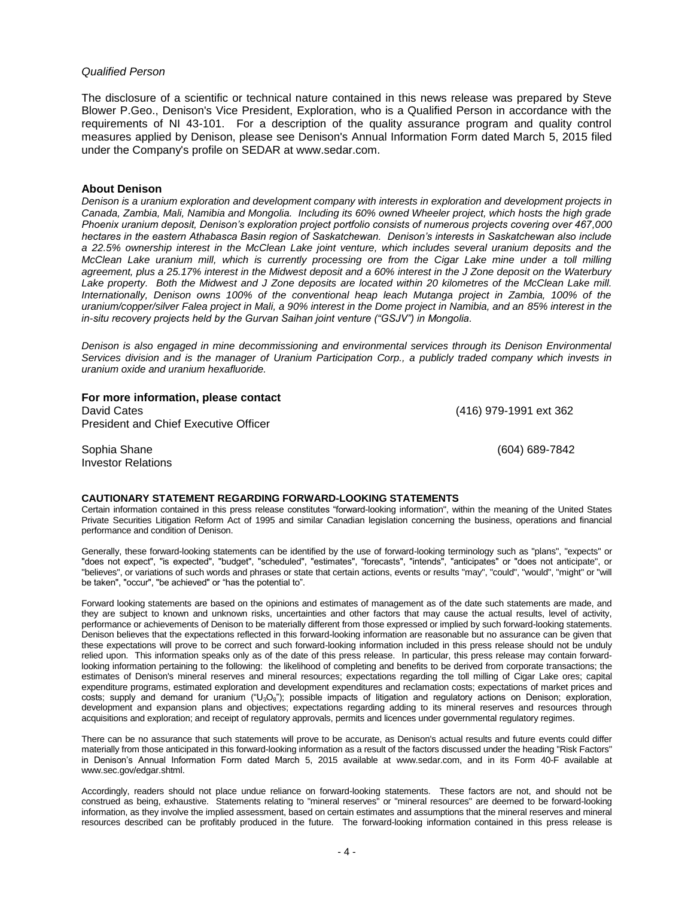*Qualified Person*

The disclosure of a scientific or technical nature contained in this news release was prepared by Steve Blower P.Geo., Denison's Vice President, Exploration, who is a Qualified Person in accordance with the requirements of NI 43-101. For a description of the quality assurance program and quality control measures applied by Denison, please see Denison's Annual Information Form dated March 5, 2015 filed under the Company's profile on SEDAR at www.sedar.com.

**About Denison**

*Denison is a uranium exploration and development company with interests in exploration and development projects in Canada, Zambia, Mali, Namibia and Mongolia. Including its 60% owned Wheeler project, which hosts the high grade Phoenix uranium deposit, Denison's exploration project portfolio consists of numerous projects covering over 467,000 hectares in the eastern Athabasca Basin region of Saskatchewan. Denison's interests in Saskatchewan also include a 22.5% ownership interest in the McClean Lake joint venture, which includes several uranium deposits and the McClean Lake uranium mill, which is currently processing ore from the Cigar Lake mine under a toll milling agreement, plus a 25.17% interest in the Midwest deposit and a 60% interest in the J Zone deposit on the Waterbury Lake property. Both the Midwest and J Zone deposits are located within 20 kilometres of the McClean Lake mill. Internationally, Denison owns 100% of the conventional heap leach Mutanga project in Zambia, 100% of the uranium/copper/silver Falea project in Mali, a 90% interest in the Dome project in Namibia, and an 85% interest in the in-situ recovery projects held by the Gurvan Saihan joint venture ("GSJV") in Mongolia.*

*Denison is also engaged in mine decommissioning and environmental services through its Denison Environmental Services division and is the manager of Uranium Participation Corp., a publicly traded company which invests in uranium oxide and uranium hexafluoride.*

**For more information, please contact**

David Cates (416) 979-1991 ext 362
President and Chief Executive Officer

Sophia Shane (604) 689-7842
Investor Relations

**CAUTIONARY STATEMENT REGARDING FORWARD-LOOKING STATEMENTS**

Certain information contained in this press release constitutes "forward-looking information", within the meaning of the United States Private Securities Litigation Reform Act of 1995 and similar Canadian legislation concerning the business, operations and financial performance and condition of Denison.

Generally, these forward-looking statements can be identified by the use of forward-looking terminology such as "plans", "expects" or "does not expect", "is expected", "budget", "scheduled", "estimates", "forecasts", "intends", "anticipates" or "does not anticipate", or "believes", or variations of such words and phrases or state that certain actions, events or results "may", "could", "would", "might" or "will be taken", "occur", "be achieved" or "has the potential to".

Forward looking statements are based on the opinions and estimates of management as of the date such statements are made, and they are subject to known and unknown risks, uncertainties and other factors that may cause the actual results, level of activity, performance or achievements of Denison to be materially different from those expressed or implied by such forward-looking statements. Denison believes that the expectations reflected in this forward-looking information are reasonable but no assurance can be given that these expectations will prove to be correct and such forward-looking information included in this press release should not be unduly relied upon. This information speaks only as of the date of this press release. In particular, this press release may contain forward-looking information pertaining to the following: the likelihood of completing and benefits to be derived from corporate transactions; the estimates of Denison's mineral reserves and mineral resources; expectations regarding the toll milling of Cigar Lake ores; capital expenditure programs, estimated exploration and development expenditures and reclamation costs; expectations of market prices and costs; supply and demand for uranium ("$U_3O_8$"); possible impacts of litigation and regulatory actions on Denison; exploration, development and expansion plans and objectives; expectations regarding adding to its mineral reserves and resources through acquisitions and exploration; and receipt of regulatory approvals, permits and licences under governmental regulatory regimes.

There can be no assurance that such statements will prove to be accurate, as Denison's actual results and future events could differ materially from those anticipated in this forward-looking information as a result of the factors discussed under the heading "Risk Factors" in Denison's Annual Information Form dated March 5, 2015 available at www.sedar.com, and in its Form 40-F available at www.sec.gov/edgar.shtml.

Accordingly, readers should not place undue reliance on forward-looking statements. These factors are not, and should not be construed as being, exhaustive. Statements relating to "mineral reserves" or "mineral resources" are deemed to be forward-looking information, as they involve the implied assessment, based on certain estimates and assumptions that the mineral reserves and mineral resources described can be profitably produced in the future. The forward-looking information contained in this press release is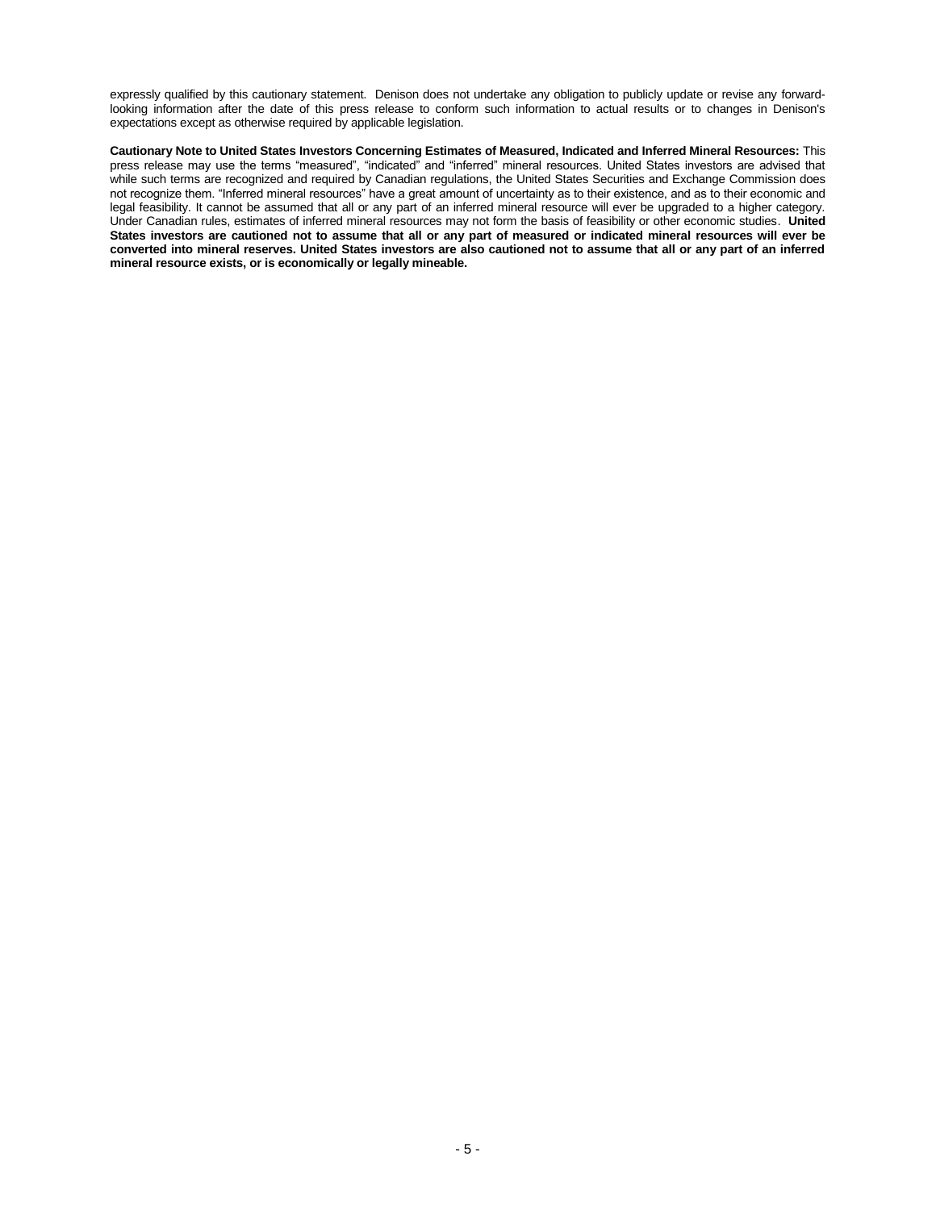expressly qualified by this cautionary statement. Denison does not undertake any obligation to publicly update or revise any forward-looking information after the date of this press release to conform such information to actual results or to changes in Denison's expectations except as otherwise required by applicable legislation.

**Cautionary Note to United States Investors Concerning Estimates of Measured, Indicated and Inferred Mineral Resources:** This press release may use the terms "measured", "indicated" and "inferred" mineral resources. United States investors are advised that while such terms are recognized and required by Canadian regulations, the United States Securities and Exchange Commission does not recognize them. "Inferred mineral resources" have a great amount of uncertainty as to their existence, and as to their economic and legal feasibility. It cannot be assumed that all or any part of an inferred mineral resource will ever be upgraded to a higher category. Under Canadian rules, estimates of inferred mineral resources may not form the basis of feasibility or other economic studies. **United States investors are cautioned not to assume that all or any part of measured or indicated mineral resources will ever be converted into mineral reserves. United States investors are also cautioned not to assume that all or any part of an inferred mineral resource exists, or is economically or legally mineable.**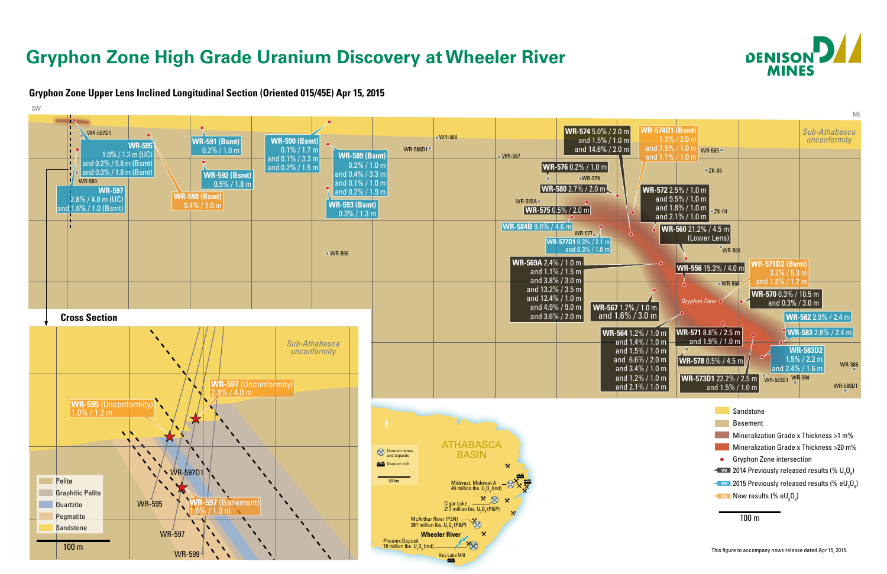# Gryphon Zone High Grade Uranium Discovery at Wheeler River

DENISON MINES

## Gryphon Zone Upper Lens Inclined Longitudinal Section (Oriented 015/45E) Apr 15, 2015

SW

NE

Sub-Athabasca unconformity

WR-597D1

WR-595 1.0% / 1.2 m (UC) and 0.2% / 5.8 m (Bsmt) and 0.3% / 1.8 m (Bsmt)

WR-599

WR-597 2.8% / 4.0 m (UC) and 1.6% / 1.0 (Bsmt)

WR-591 (Bsmt) 0.2% / 1.0 m

WR-592 (Bsmt) 0.5% / 1.8 m

WR-598 (Bsmt) 0.4% / 1.0 m

WR-590 (Bsmt) 0.1% / 1.7 m and 0.1% / 3.3 m and 0.2% / 1.5 m

WR-589 (Bsmt) 0.2% / 1.0 m and 0.4% / 3.3 m and 0.1% / 1.0 m and 0.2% / 1.9 m

WR-593 (Bsmt) 0.3% / 1.3 m

WR-596

WR-588

WR-588D1

WR-587

WR-574 5.0% / 2.0 m and 1.5% / 1.0 m and 14.6% / 2.0 m

WR-574D1 (Bsmt) 1.3% / 2.0 m and 7.5% / 1.0 m and 1.1% / 1.0 m

WR-565

ZK-06

WR-576 0.2% / 1.0 m

WR-579

WR-580 2.7% / 2.0 m

WR-585A

WR-575 0.5% / 2.0 m

WR-572 2.5% / 1.0 m and 9.5% / 1.0 m and 1.8% / 1.0 m and 2.1% / 1.0 m

ZK-04

WR-584B 9.0% / 4.6 m

WR-577

WR-577D1 0.3% / 2.1 m and 0.3% / 1.0 m

WR-560 21.2% / 4.5 m (Lower Lens)

WR-566

WR-569A 2.4% / 1.0 m and 1.1% / 1.5 m and 3.8% / 3.0 m and 13.2% / 3.5 m and 12.4% / 1.0 m and 4.9% / 9.0 m and 3.6% / 2.0 m

WR-556 15.3% / 4.0 m

WR-571D2 (Bsmt) 3.2% / 5.3 m and 1.8% / 1.2 m

WR-568

WR-570 0.3% / 10.5 m and 0.3% / 3.0 m

Gryphon Zone

WR-567 1.7% / 1.0 m and 1.6% / 3.0 m

WR-582 2.9% / 2.4 m

WR-564 1.2% / 1.0 m and 1.4% / 1.0 m and 1.5% / 1.0 m and 6.6% / 2.0 m and 3.4% / 1.0 m and 1.2% / 1.0 m and 2.1% / 1.0 m

WR-571 8.8% / 2.5 m and 1.9% / 1.0 m

WR-583 2.8% / 2.4 m

WR-583D2 1.5% / 2.2 m and 2.4% / 1.6 m

WR-578 0.5% / 4.5 m

WR-586

WR-573D1 22.2% / 2.5 m and 1.5% / 1.0 m

WR-583D1

WR-594

WR-586D1

### Cross Section

Sub-Athabasca unconformity

WR-597 (Unconformity) 2.8% / 4.0 m

WR-595 (Unconformity) 1.0% / 1.2 m

WR-597D1

WR-597 (Basement) 1.6% / 1.0 m

WR-595

WR-597

WR-599

Pelite

Graphitic Pelite

Quartzite

Pegmatite

Sandstone

100 m

ATHABASCA BASIN

Uranium mines and deposits

Uranium mill

50 km

Midwest, Midwest A 49 million lbs. $U_3O_8$ (Ind)

Cigar Lake 217 million lbs. $U_3O_8$ (P&P)

McArthur River (P2N) 361 million lbs. $U_3O_8$ (P&P)

Wheeler River

Phoenix Deposit 70 million lbs. $U_3O_8$ (Ind)

Key Lake Mill

Sandstone

Basement

Mineralization Grade x Thickness >1 m%

Mineralization Grade x Thickness >20 m%

Gryphon Zone intersection

2014 Previously released results (% $U_3O_8$)

2015 Previously released results (% $eU_3O_8$)

New results (% $eU_3O_8$)

100 m

This figure to accompany news release dated Apr 15, 2015.